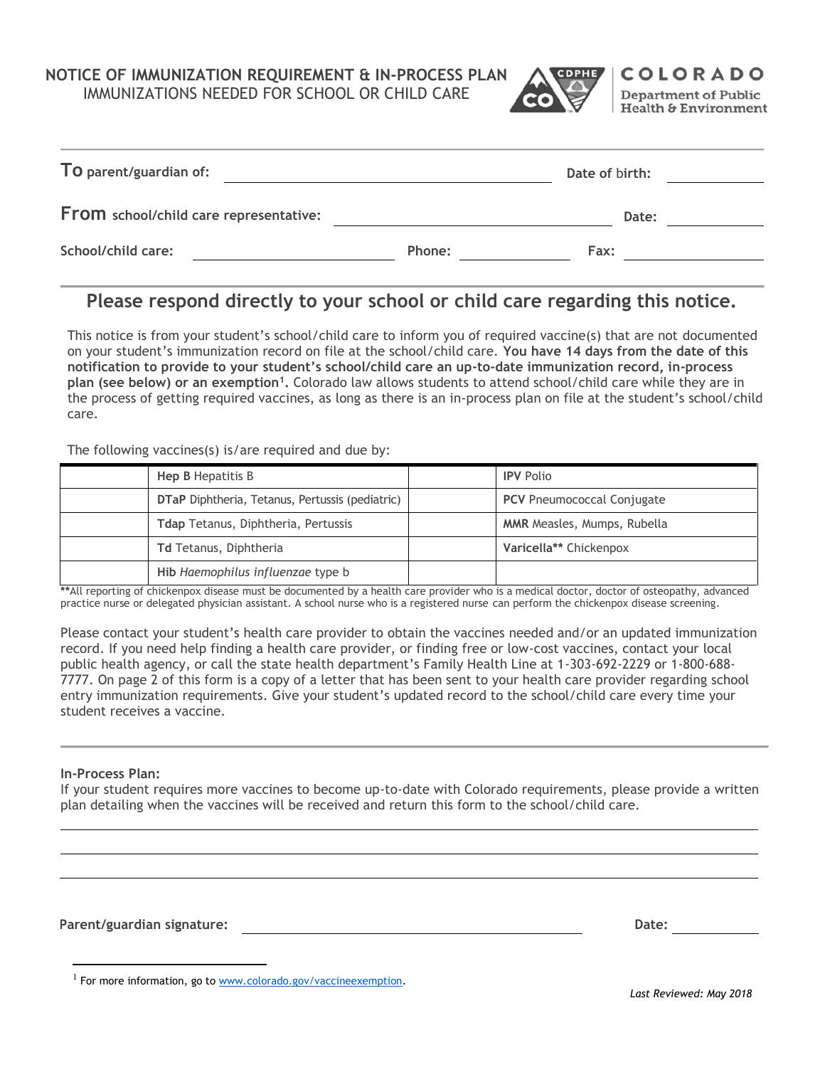# NOTICE OF IMMUNIZATION REQUIREMENT & IN-PROCESS PLAN

IMMUNIZATIONS NEEDED FOR SCHOOL OR CHILD CARE

COLORADO
Department of Public Health & Environment

**To parent/guardian of:** ______________________ **Date of birth:** __________

**From school/child care representative:** ______________________ **Date:** __________

**School/child care:** ______________ **Phone:** __________ **Fax:** __________

## Please respond directly to your school or child care regarding this notice.

This notice is from your student's school/child care to inform you of required vaccine(s) that are not documented on your student's immunization record on file at the school/child care. **You have 14 days from the date of this notification to provide to your student's school/child care an up-to-date immunization record, in-process plan (see below) or an exemption[1].** Colorado law allows students to attend school/child care while they are in the process of getting required vaccines, as long as there is an in-process plan on file at the student's school/child care.

The following vaccines(s) is/are required and due by:

| | | | |
|---|---|---|---|
| | **Hep B** Hepatitis B | | **IPV** Polio |
| | **DTaP** Diphtheria, Tetanus, Pertussis (pediatric) | | **PCV** Pneumococcal Conjugate |
| | **Tdap** Tetanus, Diphtheria, Pertussis | | **MMR** Measles, Mumps, Rubella |
| | **Td** Tetanus, Diphtheria | | **Varicella**** Chickenpox |
| | **Hib** *Haemophilus influenzae* type b | | |

****All reporting of chickenpox disease must be documented by a health care provider who is a medical doctor, doctor of osteopathy, advanced practice nurse or delegated physician assistant. A school nurse who is a registered nurse can perform the chickenpox disease screening.

Please contact your student's health care provider to obtain the vaccines needed and/or an updated immunization record. If you need help finding a health care provider, or finding free or low-cost vaccines, contact your local public health agency, or call the state health department's Family Health Line at 1-303-692-2229 or 1-800-688-7777. On page 2 of this form is a copy of a letter that has been sent to your health care provider regarding school entry immunization requirements. Give your student's updated record to the school/child care every time your student receives a vaccine.

**In-Process Plan:**

If your student requires more vaccines to become up-to-date with Colorado requirements, please provide a written plan detailing when the vaccines will be received and return this form to the school/child care.

______________________________________________

______________________________________________

______________________________________________

**Parent/guardian signature:** ______________________ **Date:** __________

[1] For more information, go to www.colorado.gov/vaccineexemption.

*Last Reviewed: May 2018*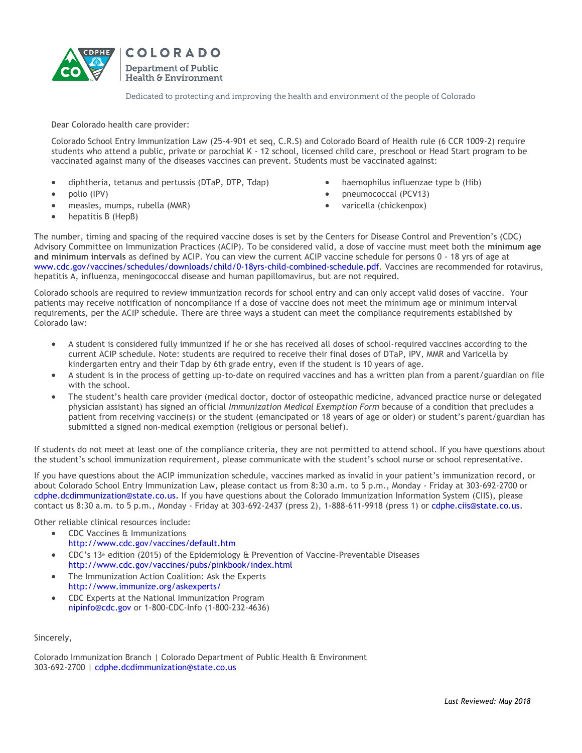COLORADO
Department of Public Health & Environment

Dedicated to protecting and improving the health and environment of the people of Colorado

Dear Colorado health care provider:

Colorado School Entry Immunization Law (25-4-901 et seq, C.R.S) and Colorado Board of Health rule (6 CCR 1009-2) require students who attend a public, private or parochial K - 12 school, licensed child care, preschool or Head Start program to be vaccinated against many of the diseases vaccines can prevent. Students must be vaccinated against:

- diphtheria, tetanus and pertussis (DTaP, DTP, Tdap)
- polio (IPV)
- measles, mumps, rubella (MMR)
- hepatitis B (HepB)
- haemophilus influenzae type b (Hib)
- pneumococcal (PCV13)
- varicella (chickenpox)

The number, timing and spacing of the required vaccine doses is set by the Centers for Disease Control and Prevention's (CDC) Advisory Committee on Immunization Practices (ACIP). To be considered valid, a dose of vaccine must meet both the **minimum age and minimum intervals** as defined by ACIP. You can view the current ACIP vaccine schedule for persons 0 - 18 yrs of age at www.cdc.gov/vaccines/schedules/downloads/child/0-18yrs-child-combined-schedule.pdf. Vaccines are recommended for rotavirus, hepatitis A, influenza, meningococcal disease and human papillomavirus, but are not required.

Colorado schools are required to review immunization records for school entry and can only accept valid doses of vaccine. Your patients may receive notification of noncompliance if a dose of vaccine does not meet the minimum age or minimum interval requirements, per the ACIP schedule. There are three ways a student can meet the compliance requirements established by Colorado law:

- A student is considered fully immunized if he or she has received all doses of school-required vaccines according to the current ACIP schedule. Note: students are required to receive their final doses of DTaP, IPV, MMR and Varicella by kindergarten entry and their Tdap by 6th grade entry, even if the student is 10 years of age.
- A student is in the process of getting up-to-date on required vaccines and has a written plan from a parent/guardian on file with the school.
- The student's health care provider (medical doctor, doctor of osteopathic medicine, advanced practice nurse or delegated physician assistant) has signed an official *Immunization Medical Exemption Form* because of a condition that precludes a patient from receiving vaccine(s) or the student (emancipated or 18 years of age or older) or student's parent/guardian has submitted a signed non-medical exemption (religious or personal belief).

If students do not meet at least one of the compliance criteria, they are not permitted to attend school. If you have questions about the student's school immunization requirement, please communicate with the student's school nurse or school representative.

If you have questions about the ACIP immunization schedule, vaccines marked as invalid in your patient's immunization record, or about Colorado School Entry Immunization Law, please contact us from 8:30 a.m. to 5 p.m., Monday - Friday at 303-692-2700 or cdphe.dcdimmunization@state.co.us. If you have questions about the Colorado Immunization Information System (CIIS), please contact us 8:30 a.m. to 5 p.m., Monday - Friday at 303-692-2437 (press 2), 1-888-611-9918 (press 1) or cdphe.ciis@state.co.us.

Other reliable clinical resources include:

- CDC Vaccines & Immunizations
  http://www.cdc.gov/vaccines/default.htm
- CDC's 13th edition (2015) of the Epidemiology & Prevention of Vaccine-Preventable Diseases
  http://www.cdc.gov/vaccines/pubs/pinkbook/index.html
- The Immunization Action Coalition: Ask the Experts
  http://www.immunize.org/askexperts/
- CDC Experts at the National Immunization Program
  nipinfo@cdc.gov or 1-800-CDC-Info (1-800-232-4636)

Sincerely,

Colorado Immunization Branch | Colorado Department of Public Health & Environment
303-692-2700 | cdphe.dcdimmunization@state.co.us

*Last Reviewed: May 2018*